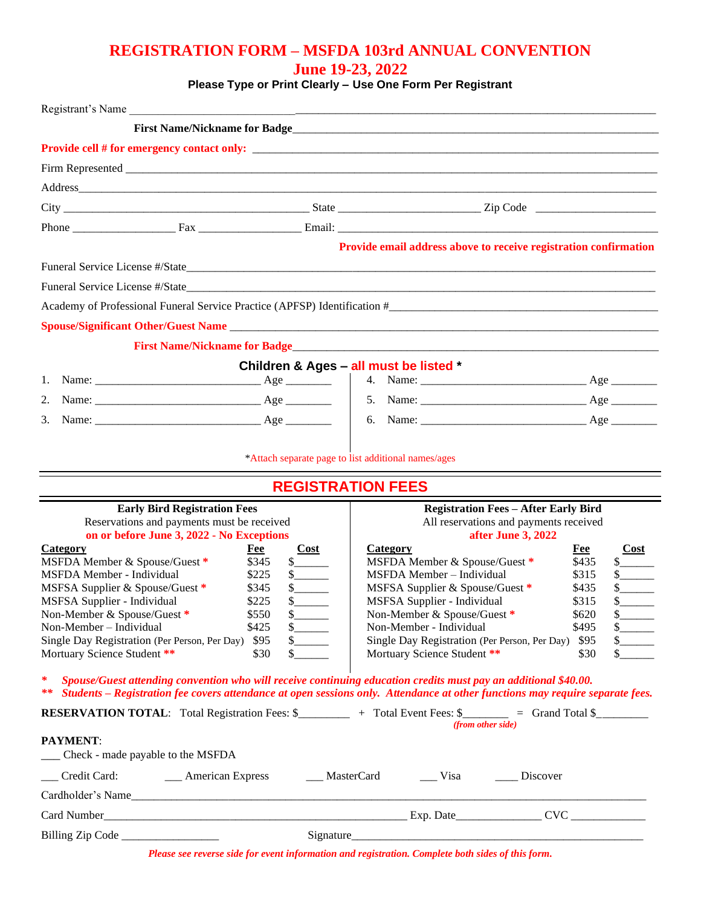# REGISTRATION FORM – MSFDA 103rd ANNUAL CONVENTION

## June 19-23, 2022

**Please Type or Print Clearly – Use One Form Per Registrant**

Registrant's Name ______________________________________________

**First Name/Nickname for Badge**______________________________

**Provide cell # for emergency contact only:** ____________________

Firm Represented ______________________________________________

Address______________________________________________________

City ______________________ State ______________ Zip Code ____________

Phone ______________ Fax ______________ Email: ______________________

**Provide email address above to receive registration confirmation**

Funeral Service License #/State______________________________________

Funeral Service License #/State______________________________________

Academy of Professional Funeral Service Practice (APFSP) Identification #____________________

**Spouse/Significant Other/Guest Name** ______________________________

**First Name/Nickname for Badge**______________________________

**Children & Ages – all must be listed \***

1. Name: ______________________ Age ________
2. Name: ______________________ Age ________
3. Name: ______________________ Age ________
4. Name: ______________________ Age ________
5. Name: ______________________ Age ________
6. Name: ______________________ Age ________

*Attach separate page to list additional names/ages

## REGISTRATION FEES

**Early Bird Registration Fees**
Reservations and payments must be received
**on or before June 3, 2022 - No Exceptions**

| Category | Fee | Cost |
|---|---|---|
| MSFDA Member & Spouse/Guest * | $345 | $______ |
| MSFDA Member - Individual | $225 | $______ |
| MSFSA Supplier & Spouse/Guest * | $345 | $______ |
| MSFSA Supplier - Individual | $225 | $______ |
| Non-Member & Spouse/Guest * | $550 | $______ |
| Non-Member – Individual | $425 | $______ |
| Single Day Registration (Per Person, Per Day) | $95 | $______ |
| Mortuary Science Student ** | $30 | $______ |

**Registration Fees – After Early Bird**
All reservations and payments received
**after June 3, 2022**

| Category | Fee | Cost |
|---|---|---|
| MSFDA Member & Spouse/Guest * | $435 | $______ |
| MSFDA Member – Individual | $315 | $______ |
| MSFSA Supplier & Spouse/Guest * | $435 | $______ |
| MSFSA Supplier - Individual | $315 | $______ |
| Non-Member & Spouse/Guest * | $620 | $______ |
| Non-Member - Individual | $495 | $______ |
| Single Day Registration (Per Person, Per Day) | $95 | $______ |
| Mortuary Science Student ** | $30 | $______ |

*\* Spouse/Guest attending convention who will receive continuing education credits must pay an additional $40.00.*
*\*\* Students – Registration fee covers attendance at open sessions only. Attendance at other functions may require separate fees.*

**RESERVATION TOTAL**: Total Registration Fees: $_________ + Total Event Fees: $________ = Grand Total $_________
*(from other side)*

**PAYMENT**:

___ Check - made payable to the MSFDA

___ Credit Card: ___ American Express ___ MasterCard ___ Visa ____ Discover

Cardholder's Name______________________________________________

Card Number______________________________ Exp. Date______________ CVC _____________

Billing Zip Code _________________ Signature______________________________

*Please see reverse side for event information and registration. Complete both sides of this form.*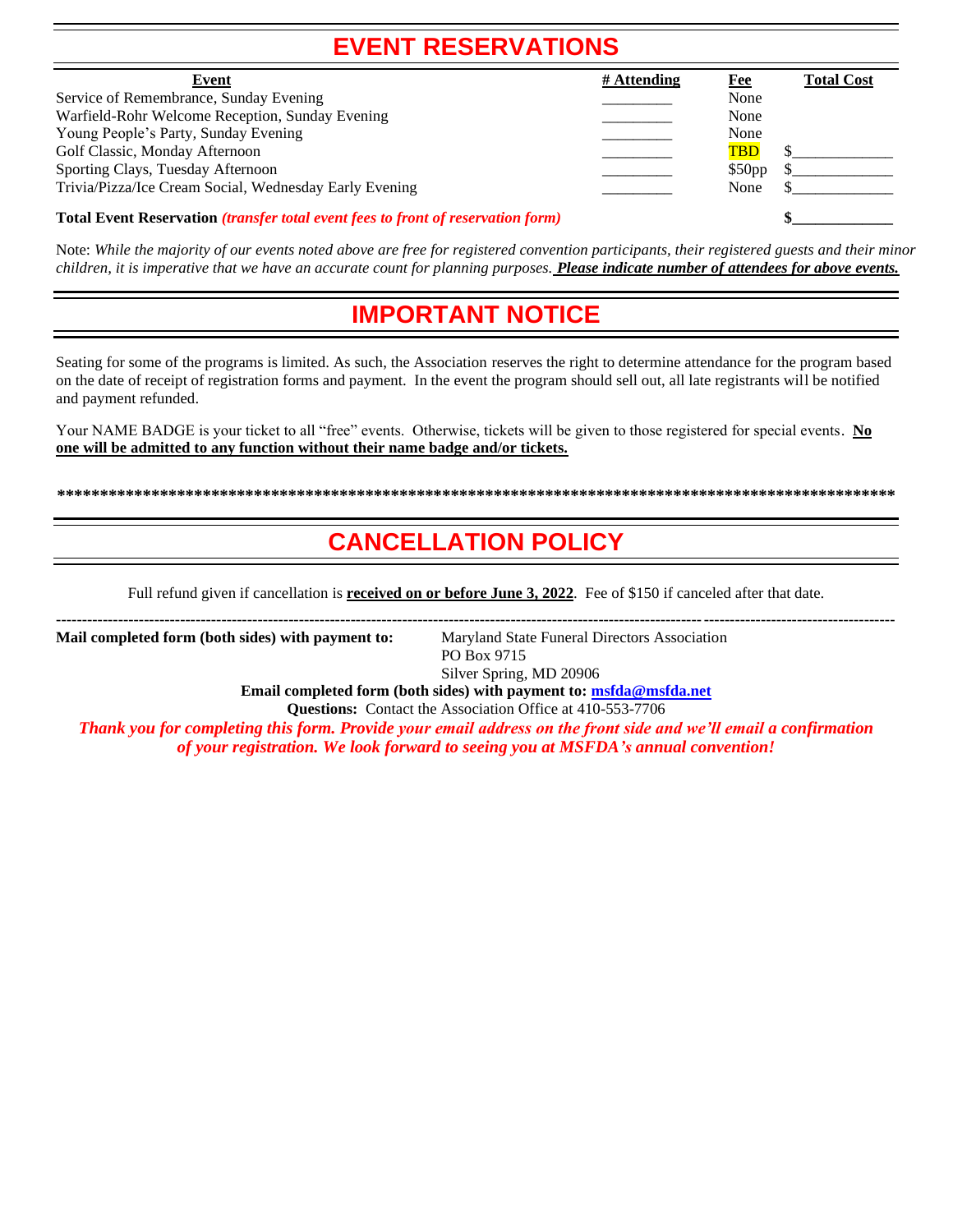# EVENT RESERVATIONS

| Event | # Attending | Fee | Total Cost |
|---|---|---|---|
| Service of Remembrance, Sunday Evening | _________ | None | |
| Warfield-Rohr Welcome Reception, Sunday Evening | _________ | None | |
| Young People's Party, Sunday Evening | _________ | None | |
| Golf Classic, Monday Afternoon | _________ | TBD | $_____________ |
| Sporting Clays, Tuesday Afternoon | _________ | $50pp | $_____________ |
| Trivia/Pizza/Ice Cream Social, Wednesday Early Evening | _________ | None | $_____________ |
| **Total Event Reservation** *(transfer total event fees to front of reservation form)* | | | **$_____________** |

Note: *While the majority of our events noted above are free for registered convention participants, their registered guests and their minor children, it is imperative that we have an accurate count for planning purposes.* ***Please indicate number of attendees for above events.***

# IMPORTANT NOTICE

Seating for some of the programs is limited. As such, the Association reserves the right to determine attendance for the program based on the date of receipt of registration forms and payment. In the event the program should sell out, all late registrants will be notified and payment refunded.

Your NAME BADGE is your ticket to all "free" events. Otherwise, tickets will be given to those registered for special events. **No one will be admitted to any function without their name badge and/or tickets.**

*****************************************************************************************************

# CANCELLATION POLICY

Full refund given if cancellation is **received on or before June 3, 2022**. Fee of $150 if canceled after that date.

---

**Mail completed form (both sides) with payment to:** Maryland State Funeral Directors Association
PO Box 9715
Silver Spring, MD 20906

**Email completed form (both sides) with payment to: msfda@msfda.net**

**Questions:** Contact the Association Office at 410-553-7706

***Thank you for completing this form. Provide your email address on the front side and we'll email a confirmation of your registration. We look forward to seeing you at MSFDA's annual convention!***